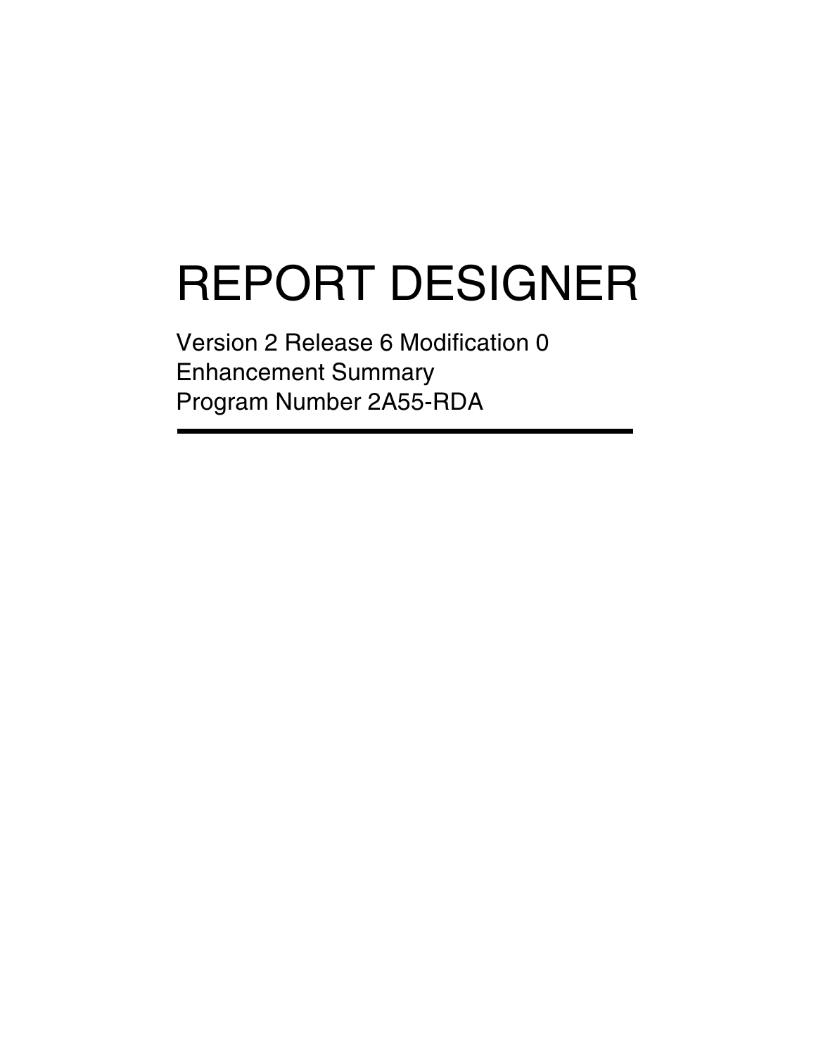# REPORT DESIGNER

Version 2 Release 6 Modification 0
Enhancement Summary
Program Number 2A55-RDA

---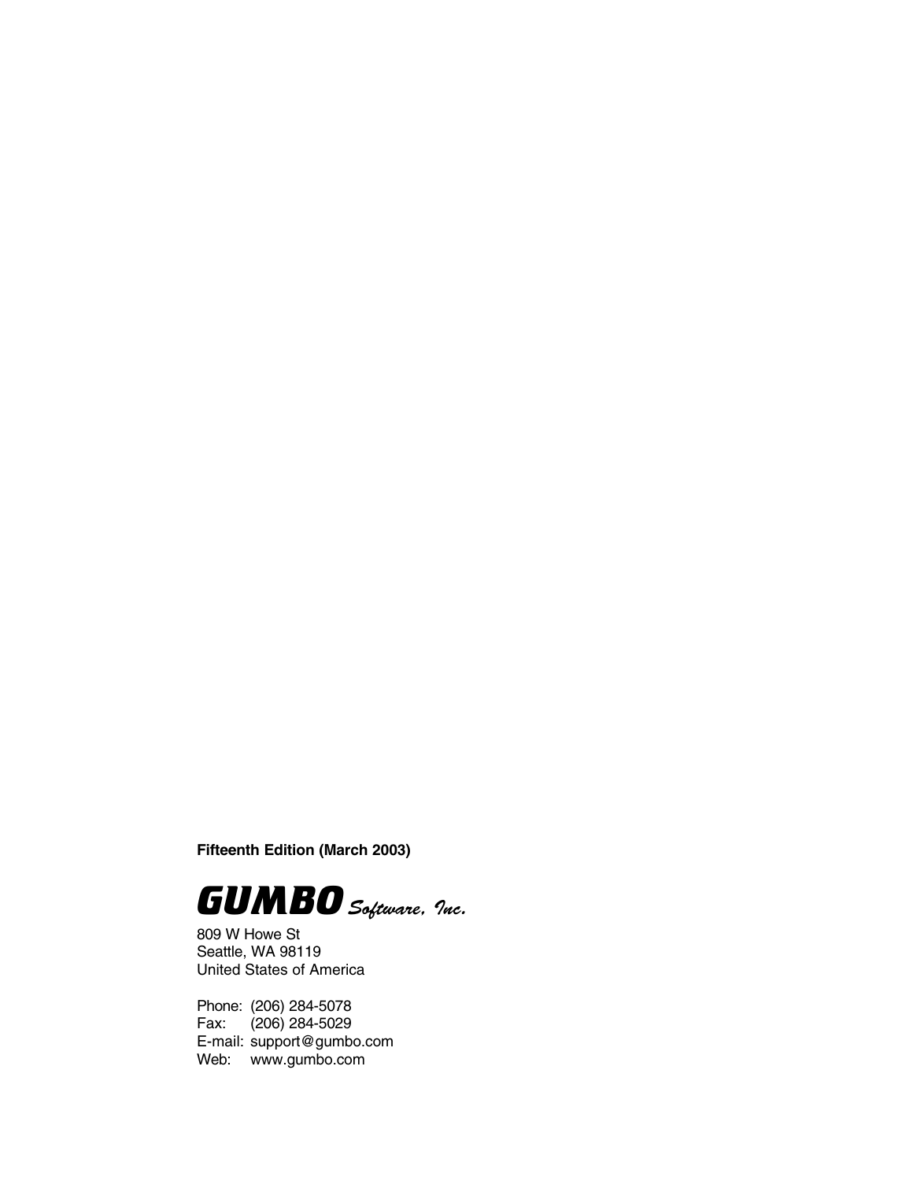**Fifteenth Edition (March 2003)**

***GUMBO** Software, Inc.*

809 W Howe St
Seattle, WA 98119
United States of America

Phone: (206) 284-5078
Fax: (206) 284-5029
E-mail: support@gumbo.com
Web: www.gumbo.com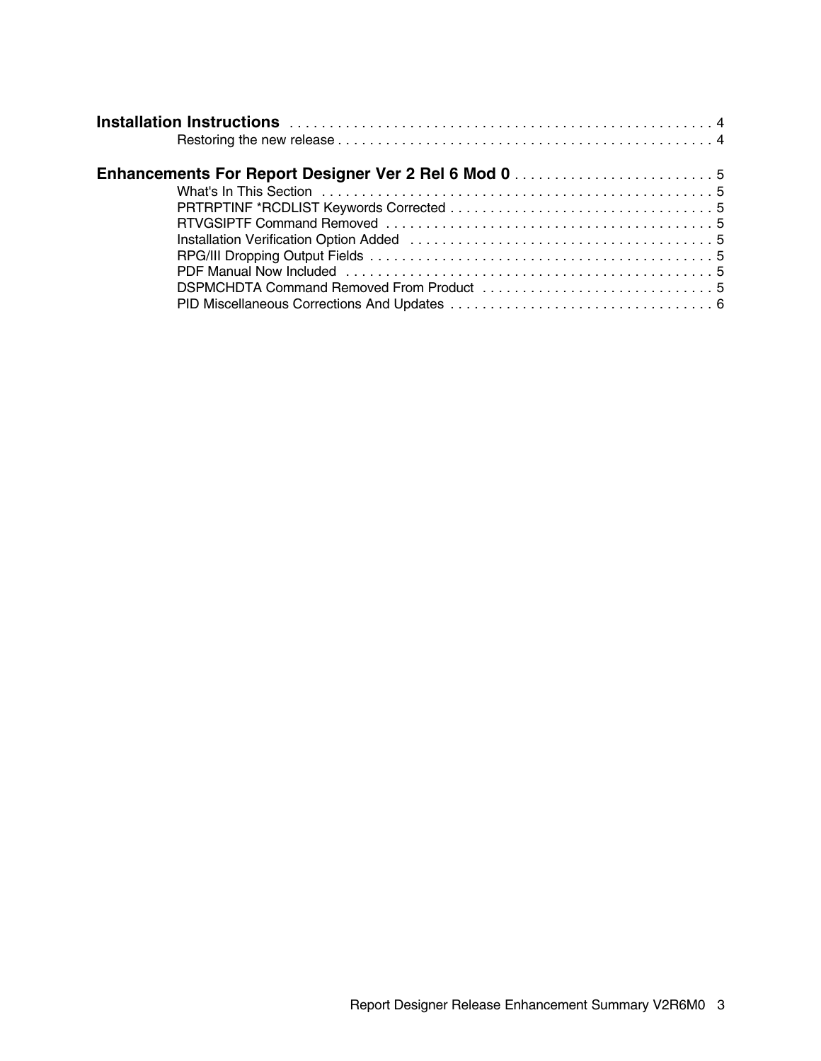**Installation Instructions** . . . . . . . . . . . . . . . . . . . . . . . . . . . . . . . . . . . . . . . . . . . . . . . . . . . . . 4

- Restoring the new release . . . . . . . . . . . . . . . . . . . . . . . . . . . . . . . . . . . . . . . . . . . . . . . 4

**Enhancements For Report Designer Ver 2 Rel 6 Mod 0** . . . . . . . . . . . . . . . . . . . . . . . . . . 5

- What's In This Section . . . . . . . . . . . . . . . . . . . . . . . . . . . . . . . . . . . . . . . . . . . . . . . . . 5
- PRTRPTINF *RCDLIST Keywords Corrected . . . . . . . . . . . . . . . . . . . . . . . . . . . . . . . . . 5
- RTVGSIPTF Command Removed . . . . . . . . . . . . . . . . . . . . . . . . . . . . . . . . . . . . . . . . . . 5
- Installation Verification Option Added . . . . . . . . . . . . . . . . . . . . . . . . . . . . . . . . . . . . . . 5
- RPG/III Dropping Output Fields . . . . . . . . . . . . . . . . . . . . . . . . . . . . . . . . . . . . . . . . . . . . 5
- PDF Manual Now Included . . . . . . . . . . . . . . . . . . . . . . . . . . . . . . . . . . . . . . . . . . . . . . . 5
- DSPMCHDTA Command Removed From Product . . . . . . . . . . . . . . . . . . . . . . . . . . . . . 5
- PID Miscellaneous Corrections And Updates . . . . . . . . . . . . . . . . . . . . . . . . . . . . . . . . . 6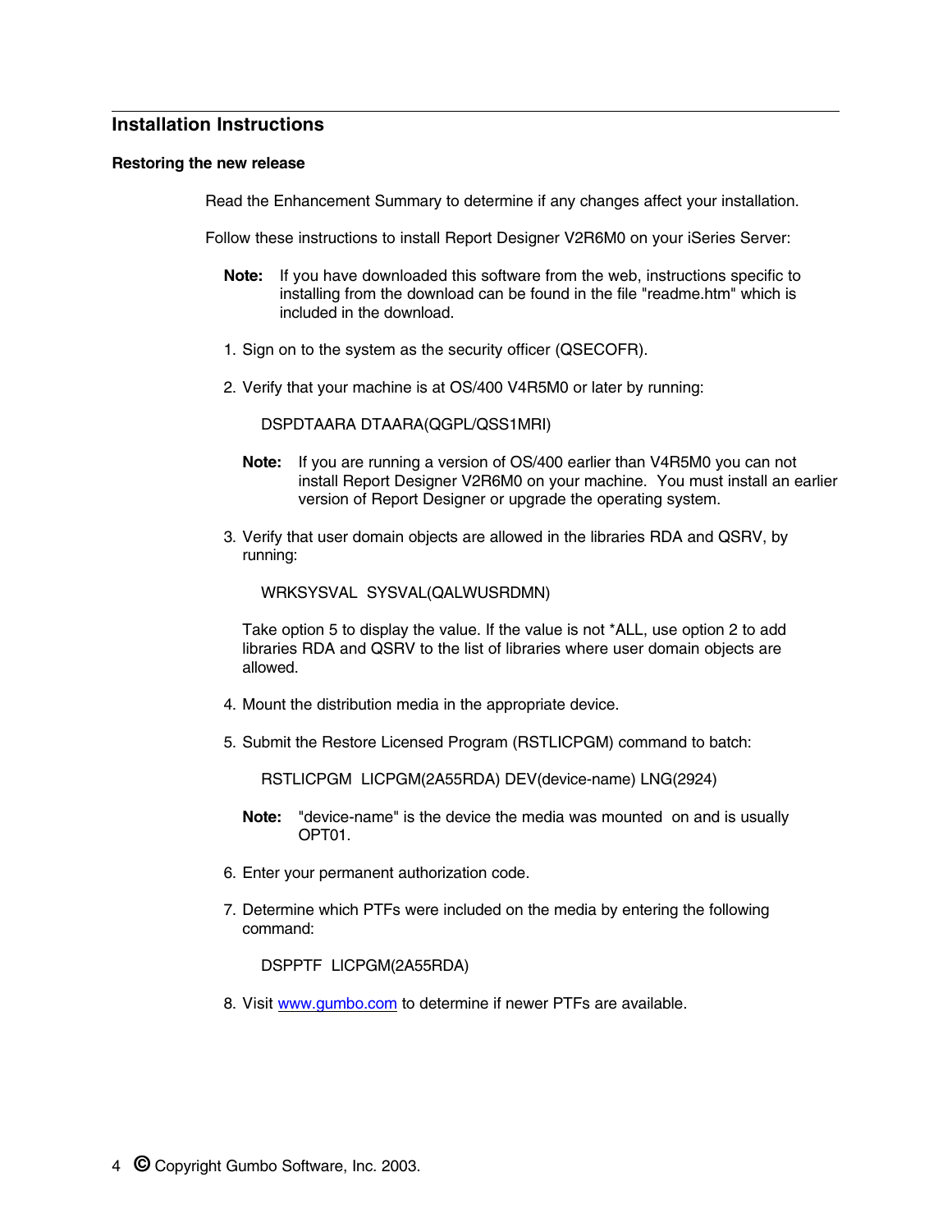## Installation Instructions

### Restoring the new release

Read the Enhancement Summary to determine if any changes affect your installation.

Follow these instructions to install Report Designer V2R6M0 on your iSeries Server:

**Note:** If you have downloaded this software from the web, instructions specific to installing from the download can be found in the file "readme.htm" which is included in the download.

1. Sign on to the system as the security officer (QSECOFR).

2. Verify that your machine is at OS/400 V4R5M0 or later by running:

   ```
   DSPDTAARA DTAARA(QGPL/QSS1MRI)
   ```

   **Note:** If you are running a version of OS/400 earlier than V4R5M0 you can not install Report Designer V2R6M0 on your machine. You must install an earlier version of Report Designer or upgrade the operating system.

3. Verify that user domain objects are allowed in the libraries RDA and QSRV, by running:

   ```
   WRKSYSVAL  SYSVAL(QALWUSRDMN)
   ```

   Take option 5 to display the value. If the value is not *ALL, use option 2 to add libraries RDA and QSRV to the list of libraries where user domain objects are allowed.

4. Mount the distribution media in the appropriate device.

5. Submit the Restore Licensed Program (RSTLICPGM) command to batch:

   ```
   RSTLICPGM  LICPGM(2A55RDA) DEV(device-name) LNG(2924)
   ```

   **Note:** "device-name" is the device the media was mounted on and is usually OPT01.

6. Enter your permanent authorization code.

7. Determine which PTFs were included on the media by entering the following command:

   ```
   DSPPTF  LICPGM(2A55RDA)
   ```

8. Visit [www.gumbo.com](http://www.gumbo.com) to determine if newer PTFs are available.

© Copyright Gumbo Software, Inc. 2003.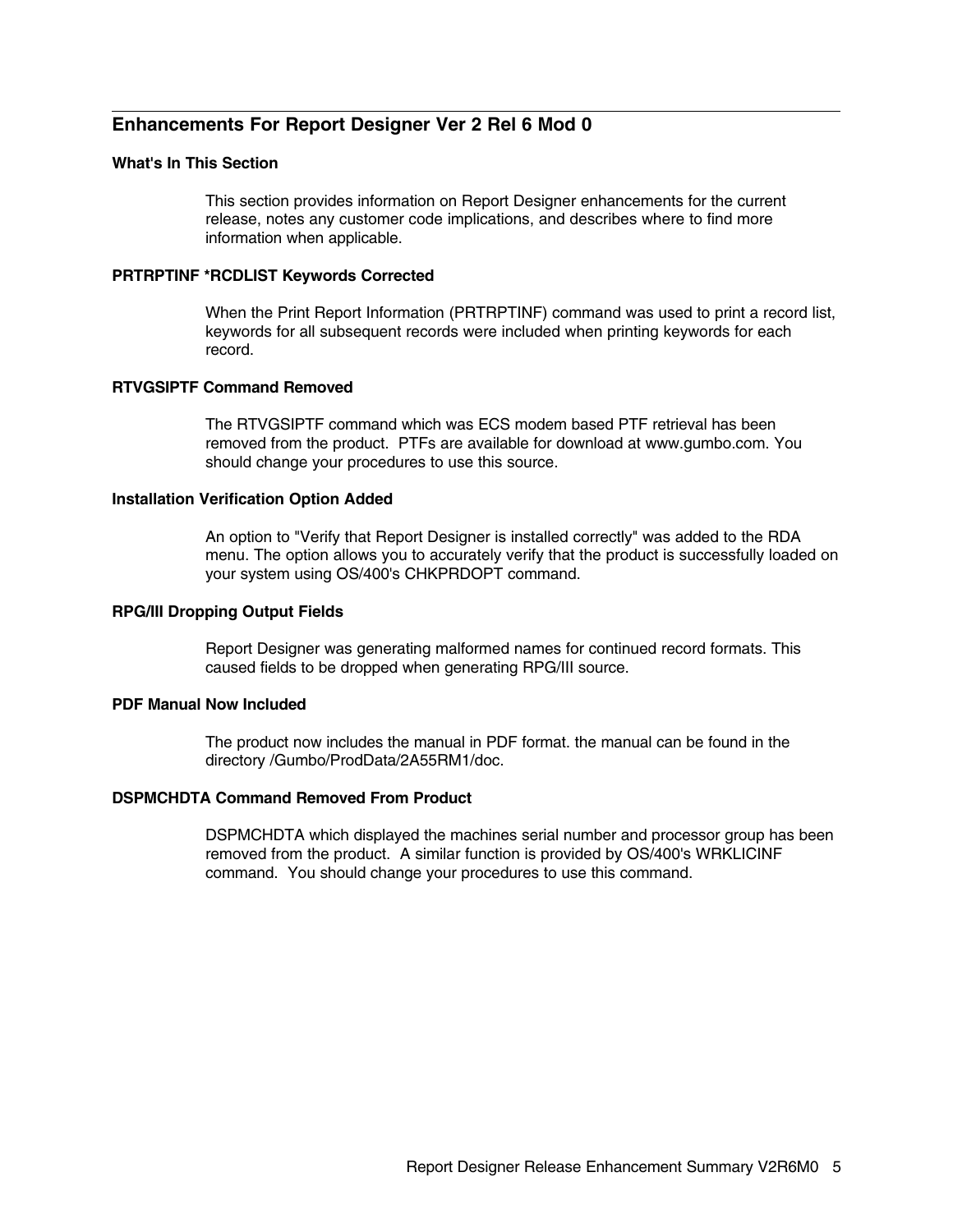## Enhancements For Report Designer Ver 2 Rel 6 Mod 0

### What's In This Section

This section provides information on Report Designer enhancements for the current release, notes any customer code implications, and describes where to find more information when applicable.

### PRTRPTINF *RCDLIST Keywords Corrected

When the Print Report Information (PRTRPTINF) command was used to print a record list, keywords for all subsequent records were included when printing keywords for each record.

### RTVGSIPTF Command Removed

The RTVGSIPTF command which was ECS modem based PTF retrieval has been removed from the product. PTFs are available for download at www.gumbo.com. You should change your procedures to use this source.

### Installation Verification Option Added

An option to "Verify that Report Designer is installed correctly" was added to the RDA menu. The option allows you to accurately verify that the product is successfully loaded on your system using OS/400's CHKPRDOPT command.

### RPG/III Dropping Output Fields

Report Designer was generating malformed names for continued record formats. This caused fields to be dropped when generating RPG/III source.

### PDF Manual Now Included

The product now includes the manual in PDF format. the manual can be found in the directory /Gumbo/ProdData/2A55RM1/doc.

### DSPMCHDTA Command Removed From Product

DSPMCHDTA which displayed the machines serial number and processor group has been removed from the product. A similar function is provided by OS/400's WRKLICINF command. You should change your procedures to use this command.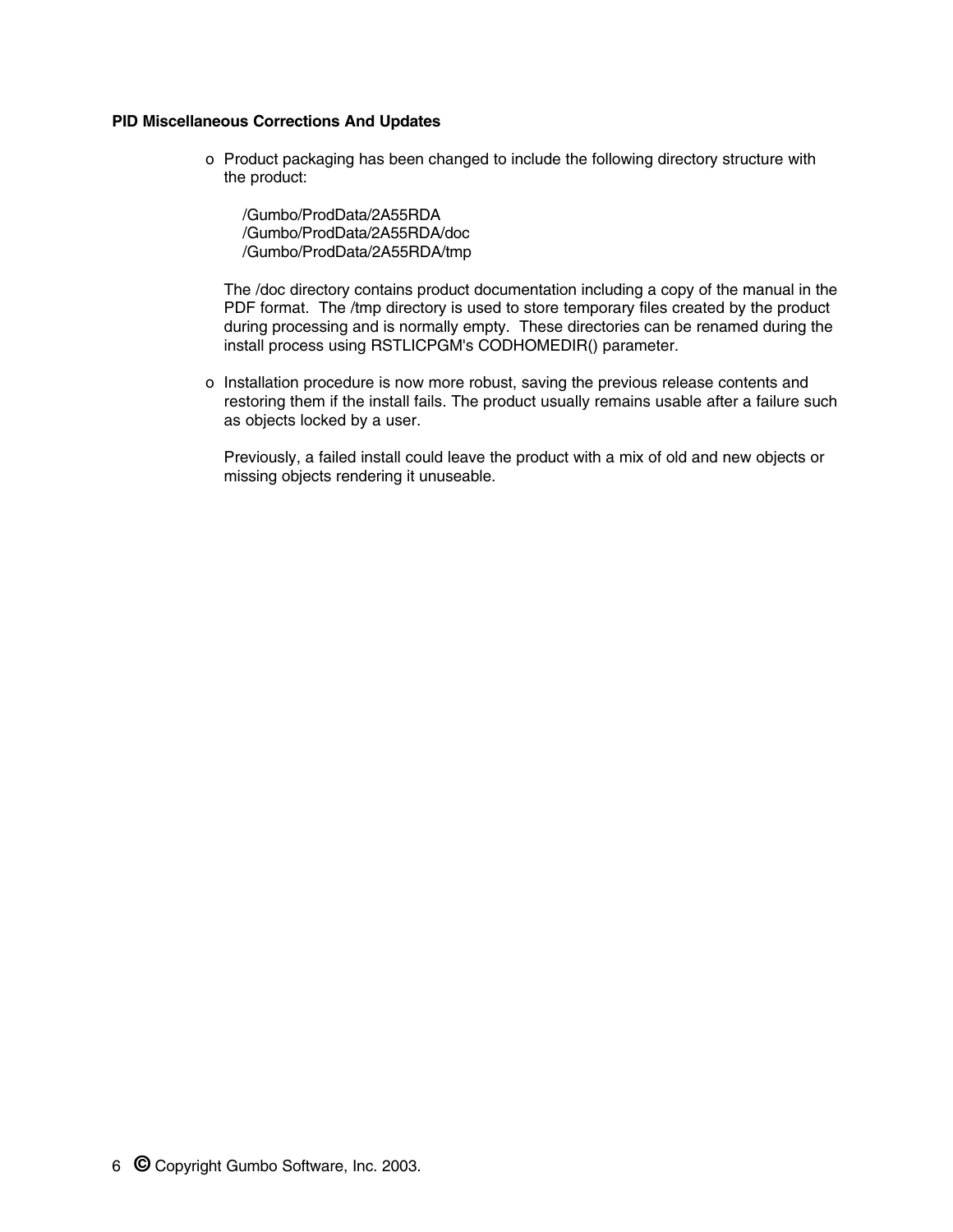**PID Miscellaneous Corrections And Updates**

- Product packaging has been changed to include the following directory structure with the product:

  ```
  /Gumbo/ProdData/2A55RDA
  /Gumbo/ProdData/2A55RDA/doc
  /Gumbo/ProdData/2A55RDA/tmp
  ```

  The /doc directory contains product documentation including a copy of the manual in the PDF format. The /tmp directory is used to store temporary files created by the product during processing and is normally empty. These directories can be renamed during the install process using RSTLICPGM's CODHOMEDIR() parameter.

- Installation procedure is now more robust, saving the previous release contents and restoring them if the install fails. The product usually remains usable after a failure such as objects locked by a user.

  Previously, a failed install could leave the product with a mix of old and new objects or missing objects rendering it unuseable.

© Copyright Gumbo Software, Inc. 2003.